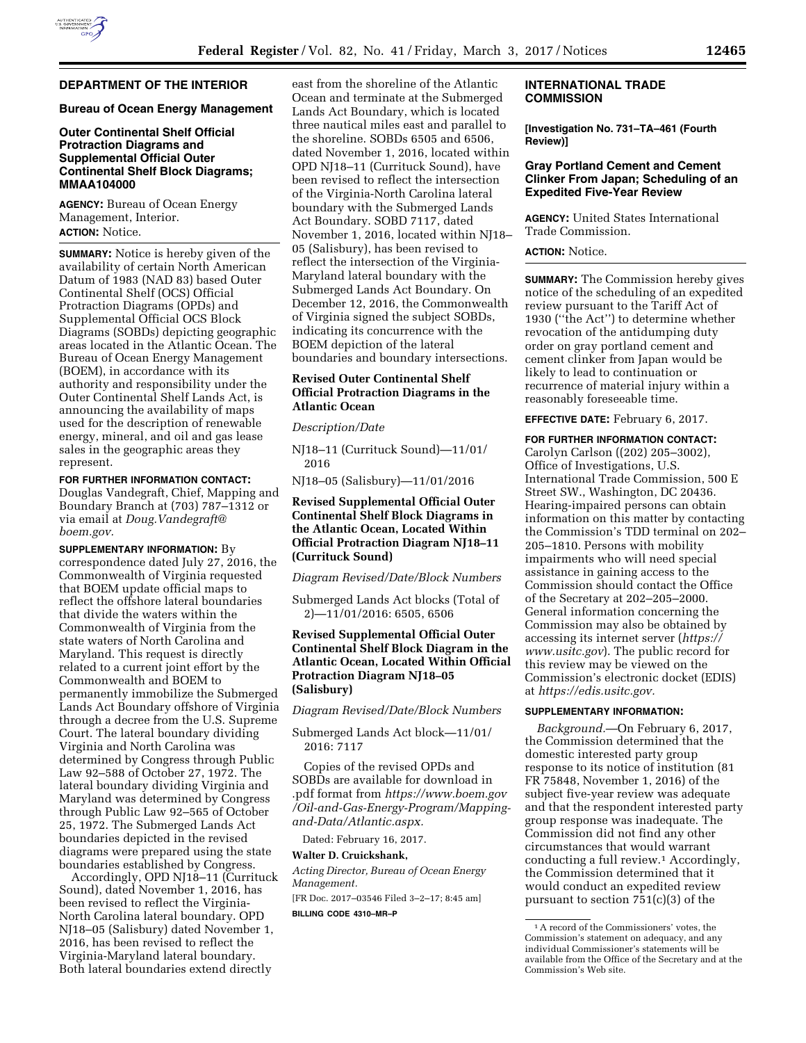## DEPARTMENT OF THE INTERIOR

### Bureau of Ocean Energy Management

### Outer Continental Shelf Official Protraction Diagrams and Supplemental Official Outer Continental Shelf Block Diagrams; MMAA104000

**AGENCY:** Bureau of Ocean Energy Management, Interior.

**ACTION:** Notice.

**SUMMARY:** Notice is hereby given of the availability of certain North American Datum of 1983 (NAD 83) based Outer Continental Shelf (OCS) Official Protraction Diagrams (OPDs) and Supplemental Official OCS Block Diagrams (SOBDs) depicting geographic areas located in the Atlantic Ocean. The Bureau of Ocean Energy Management (BOEM), in accordance with its authority and responsibility under the Outer Continental Shelf Lands Act, is announcing the availability of maps used for the description of renewable energy, mineral, and oil and gas lease sales in the geographic areas they represent.

**FOR FURTHER INFORMATION CONTACT:** Douglas Vandegraft, Chief, Mapping and Boundary Branch at (703) 787–1312 or via email at *Doug.Vandegraft@boem.gov.*

**SUPPLEMENTARY INFORMATION:** By correspondence dated July 27, 2016, the Commonwealth of Virginia requested that BOEM update official maps to reflect the offshore lateral boundaries that divide the waters within the Commonwealth of Virginia from the state waters of North Carolina and Maryland. This request is directly related to a current joint effort by the Commonwealth and BOEM to permanently immobilize the Submerged Lands Act Boundary offshore of Virginia through a decree from the U.S. Supreme Court. The lateral boundary dividing Virginia and North Carolina was determined by Congress through Public Law 92–588 of October 27, 1972. The lateral boundary dividing Virginia and Maryland was determined by Congress through Public Law 92–565 of October 25, 1972. The Submerged Lands Act boundaries depicted in the revised diagrams were prepared using the state boundaries established by Congress.

Accordingly, OPD NJ18–11 (Currituck Sound), dated November 1, 2016, has been revised to reflect the Virginia-North Carolina lateral boundary. OPD NJ18–05 (Salisbury) dated November 1, 2016, has been revised to reflect the Virginia-Maryland lateral boundary. Both lateral boundaries extend directly east from the shoreline of the Atlantic Ocean and terminate at the Submerged Lands Act Boundary, which is located three nautical miles east and parallel to the shoreline. SOBDs 6505 and 6506, dated November 1, 2016, located within OPD NJ18–11 (Currituck Sound), have been revised to reflect the intersection of the Virginia-North Carolina lateral boundary with the Submerged Lands Act Boundary. SOBD 7117, dated November 1, 2016, located within NJ18–05 (Salisbury), has been revised to reflect the intersection of the Virginia-Maryland lateral boundary with the Submerged Lands Act Boundary. On December 12, 2016, the Commonwealth of Virginia signed the subject SOBDs, indicating its concurrence with the BOEM depiction of the lateral boundaries and boundary intersections.

**Revised Outer Continental Shelf Official Protraction Diagrams in the Atlantic Ocean**

*Description/Date*

NJ18–11 (Currituck Sound)—11/01/2016

NJ18–05 (Salisbury)—11/01/2016

**Revised Supplemental Official Outer Continental Shelf Block Diagrams in the Atlantic Ocean, Located Within Official Protraction Diagram NJ18–11 (Currituck Sound)**

*Diagram Revised/Date/Block Numbers*

Submerged Lands Act blocks (Total of 2)—11/01/2016: 6505, 6506

**Revised Supplemental Official Outer Continental Shelf Block Diagram in the Atlantic Ocean, Located Within Official Protraction Diagram NJ18–05 (Salisbury)**

*Diagram Revised/Date/Block Numbers*

Submerged Lands Act block—11/01/2016: 7117

Copies of the revised OPDs and SOBDs are available for download in .pdf format from *https://www.boem.gov/Oil-and-Gas-Energy-Program/Mapping-and-Data/Atlantic.aspx.*

Dated: February 16, 2017.

**Walter D. Cruickshank,**

*Acting Director, Bureau of Ocean Energy Management.*

[FR Doc. 2017–03546 Filed 3–2–17; 8:45 am]

**BILLING CODE 4310–MR–P**

## INTERNATIONAL TRADE COMMISSION

**[Investigation No. 731–TA–461 (Fourth Review)]**

### Gray Portland Cement and Cement Clinker From Japan; Scheduling of an Expedited Five-Year Review

**AGENCY:** United States International Trade Commission.

**ACTION:** Notice.

**SUMMARY:** The Commission hereby gives notice of the scheduling of an expedited review pursuant to the Tariff Act of 1930 (''the Act'') to determine whether revocation of the antidumping duty order on gray portland cement and cement clinker from Japan would be likely to lead to continuation or recurrence of material injury within a reasonably foreseeable time.

**EFFECTIVE DATE:** February 6, 2017.

**FOR FURTHER INFORMATION CONTACT:** Carolyn Carlson ((202) 205–3002), Office of Investigations, U.S. International Trade Commission, 500 E Street SW., Washington, DC 20436. Hearing-impaired persons can obtain information on this matter by contacting the Commission's TDD terminal on 202–205–1810. Persons with mobility impairments who will need special assistance in gaining access to the Commission should contact the Office of the Secretary at 202–205–2000. General information concerning the Commission may also be obtained by accessing its internet server (*https://www.usitc.gov*). The public record for this review may be viewed on the Commission's electronic docket (EDIS) at *https://edis.usitc.gov.*

**SUPPLEMENTARY INFORMATION:**

*Background.*—On February 6, 2017, the Commission determined that the domestic interested party group response to its notice of institution (81 FR 75848, November 1, 2016) of the subject five-year review was adequate and that the respondent interested party group response was inadequate. The Commission did not find any other circumstances that would warrant conducting a full review.[1] Accordingly, the Commission determined that it would conduct an expedited review pursuant to section 751(c)(3) of the

[1] A record of the Commissioners' votes, the Commission's statement on adequacy, and any individual Commissioner's statements will be available from the Office of the Secretary and at the Commission's Web site.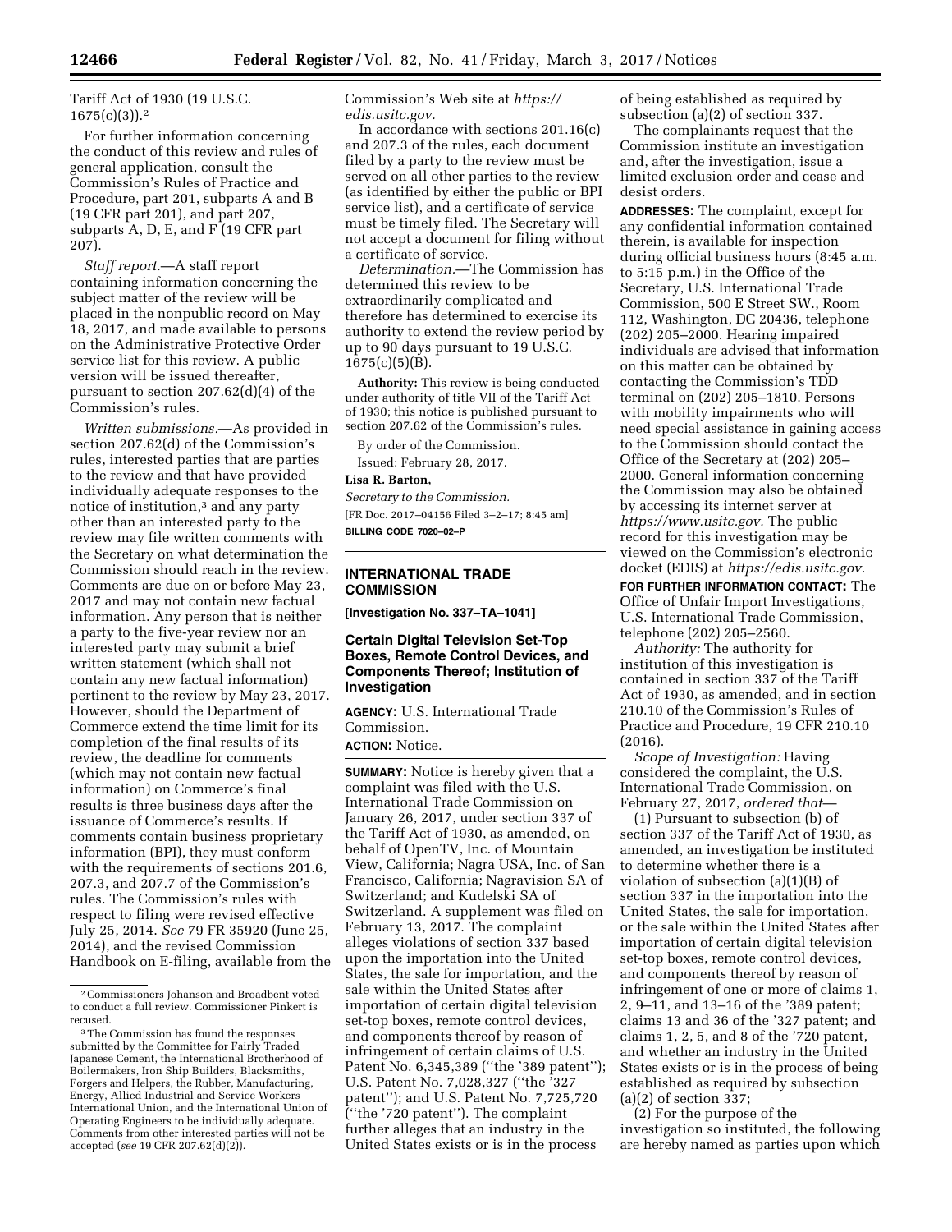Tariff Act of 1930 (19 U.S.C. 1675(c)(3)).[2]

For further information concerning the conduct of this review and rules of general application, consult the Commission's Rules of Practice and Procedure, part 201, subparts A and B (19 CFR part 201), and part 207, subparts A, D, E, and F (19 CFR part 207).

*Staff report.*—A staff report containing information concerning the subject matter of the review will be placed in the nonpublic record on May 18, 2017, and made available to persons on the Administrative Protective Order service list for this review. A public version will be issued thereafter, pursuant to section 207.62(d)(4) of the Commission's rules.

*Written submissions.*—As provided in section 207.62(d) of the Commission's rules, interested parties that are parties to the review and that have provided individually adequate responses to the notice of institution,[3] and any party other than an interested party to the review may file written comments with the Secretary on what determination the Commission should reach in the review. Comments are due on or before May 23, 2017 and may not contain new factual information. Any person that is neither a party to the five-year review nor an interested party may submit a brief written statement (which shall not contain any new factual information) pertinent to the review by May 23, 2017. However, should the Department of Commerce extend the time limit for its completion of the final results of its review, the deadline for comments (which may not contain new factual information) on Commerce's final results is three business days after the issuance of Commerce's results. If comments contain business proprietary information (BPI), they must conform with the requirements of sections 201.6, 207.3, and 207.7 of the Commission's rules. The Commission's rules with respect to filing were revised effective July 25, 2014. *See* 79 FR 35920 (June 25, 2014), and the revised Commission Handbook on E-filing, available from the Commission's Web site at *https://edis.usitc.gov.*

In accordance with sections 201.16(c) and 207.3 of the rules, each document filed by a party to the review must be served on all other parties to the review (as identified by either the public or BPI service list), and a certificate of service must be timely filed. The Secretary will not accept a document for filing without a certificate of service.

*Determination.*—The Commission has determined this review to be extraordinarily complicated and therefore has determined to exercise its authority to extend the review period by up to 90 days pursuant to 19 U.S.C. 1675(c)(5)(B).

**Authority:** This review is being conducted under authority of title VII of the Tariff Act of 1930; this notice is published pursuant to section 207.62 of the Commission's rules.

By order of the Commission.

Issued: February 28, 2017.

**Lisa R. Barton,**

*Secretary to the Commission.*

[FR Doc. 2017–04156 Filed 3–2–17; 8:45 am]

**BILLING CODE 7020–02–P**

[2] Commissioners Johanson and Broadbent voted to conduct a full review. Commissioner Pinkert is recused.

[3] The Commission has found the responses submitted by the Committee for Fairly Traded Japanese Cement, the International Brotherhood of Boilermakers, Iron Ship Builders, Blacksmiths, Forgers and Helpers, the Rubber, Manufacturing, Energy, Allied Industrial and Service Workers International Union, and the International Union of Operating Engineers to be individually adequate. Comments from other interested parties will not be accepted (*see* 19 CFR 207.62(d)(2)).

## INTERNATIONAL TRADE COMMISSION

**[Investigation No. 337–TA–1041]**

### Certain Digital Television Set-Top Boxes, Remote Control Devices, and Components Thereof; Institution of Investigation

**AGENCY:** U.S. International Trade Commission.

**ACTION:** Notice.

**SUMMARY:** Notice is hereby given that a complaint was filed with the U.S. International Trade Commission on January 26, 2017, under section 337 of the Tariff Act of 1930, as amended, on behalf of OpenTV, Inc. of Mountain View, California; Nagra USA, Inc. of San Francisco, California; Nagravision SA of Switzerland; and Kudelski SA of Switzerland. A supplement was filed on February 13, 2017. The complaint alleges violations of section 337 based upon the importation into the United States, the sale for importation, and the sale within the United States after importation of certain digital television set-top boxes, remote control devices, and components thereof by reason of infringement of certain claims of U.S. Patent No. 6,345,389 (''the '389 patent''); U.S. Patent No. 7,028,327 (''the '327 patent''); and U.S. Patent No. 7,725,720 (''the '720 patent''). The complaint further alleges that an industry in the United States exists or is in the process of being established as required by subsection (a)(2) of section 337.

The complainants request that the Commission institute an investigation and, after the investigation, issue a limited exclusion order and cease and desist orders.

**ADDRESSES:** The complaint, except for any confidential information contained therein, is available for inspection during official business hours (8:45 a.m. to 5:15 p.m.) in the Office of the Secretary, U.S. International Trade Commission, 500 E Street SW., Room 112, Washington, DC 20436, telephone (202) 205–2000. Hearing impaired individuals are advised that information on this matter can be obtained by contacting the Commission's TDD terminal on (202) 205–1810. Persons with mobility impairments who will need special assistance in gaining access to the Commission should contact the Office of the Secretary at (202) 205–2000. General information concerning the Commission may also be obtained by accessing its internet server at *https://www.usitc.gov.* The public record for this investigation may be viewed on the Commission's electronic docket (EDIS) at *https://edis.usitc.gov.*

**FOR FURTHER INFORMATION CONTACT:** The Office of Unfair Import Investigations, U.S. International Trade Commission, telephone (202) 205–2560.

*Authority:* The authority for institution of this investigation is contained in section 337 of the Tariff Act of 1930, as amended, and in section 210.10 of the Commission's Rules of Practice and Procedure, 19 CFR 210.10 (2016).

*Scope of Investigation:* Having considered the complaint, the U.S. International Trade Commission, on February 27, 2017, *ordered that*—

(1) Pursuant to subsection (b) of section 337 of the Tariff Act of 1930, as amended, an investigation be instituted to determine whether there is a violation of subsection (a)(1)(B) of section 337 in the importation into the United States, the sale for importation, or the sale within the United States after importation of certain digital television set-top boxes, remote control devices, and components thereof by reason of infringement of one or more of claims 1, 2, 9–11, and 13–16 of the '389 patent; claims 13 and 36 of the '327 patent; and claims 1, 2, 5, and 8 of the '720 patent, and whether an industry in the United States exists or is in the process of being established as required by subsection (a)(2) of section 337;

(2) For the purpose of the investigation so instituted, the following are hereby named as parties upon which